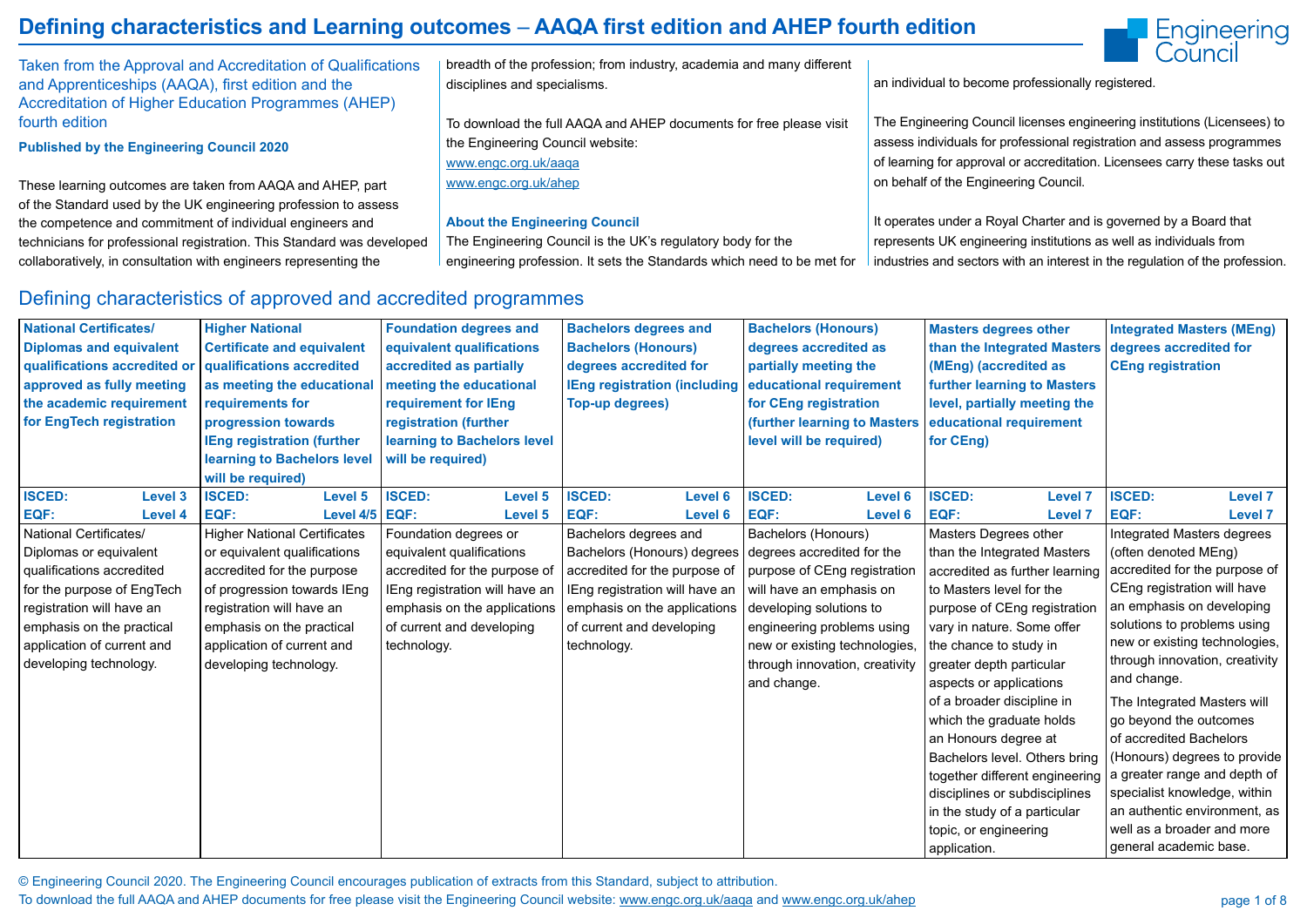# Defining characteristics and Learning outcomes – AAQA first edition and AHEP fourth edition

Taken from the Approval and Accreditation of Qualifications and Apprenticeships (AAQA), first edition and the Accreditation of Higher Education Programmes (AHEP) fourth edition

**Published by the Engineering Council 2020**

These learning outcomes are taken from AAQA and AHEP, part of the Standard used by the UK engineering profession to assess the competence and commitment of individual engineers and technicians for professional registration. This Standard was developed collaboratively, in consultation with engineers representing the breadth of the profession; from industry, academia and many different disciplines and specialisms.

To download the full AAQA and AHEP documents for free please visit the Engineering Council website:
www.engc.org.uk/aaqa
www.engc.org.uk/ahep

**About the Engineering Council**

The Engineering Council is the UK's regulatory body for the engineering profession. It sets the Standards which need to be met for an individual to become professionally registered.

The Engineering Council licenses engineering institutions (Licensees) to assess individuals for professional registration and assess programmes of learning for approval or accreditation. Licensees carry these tasks out on behalf of the Engineering Council.

It operates under a Royal Charter and is governed by a Board that represents UK engineering institutions as well as individuals from industries and sectors with an interest in the regulation of the profession.

## Defining characteristics of approved and accredited programmes

| National Certificates/ Diplomas and equivalent qualifications accredited or approved as fully meeting the academic requirement for EngTech registration | Higher National Certificate and equivalent qualifications accredited as meeting the educational requirements for progression towards IEng registration (further learning to Bachelors level will be required) | Foundation degrees and equivalent qualifications accredited as partially meeting the educational requirement for IEng registration (further learning to Bachelors level will be required) | Bachelors degrees and Bachelors (Honours) degrees accredited for IEng registration (including Top-up degrees) | Bachelors (Honours) degrees accredited as partially meeting the educational requirement for CEng registration (further learning to Masters level will be required) | Masters degrees other than the Integrated Masters (MEng) (accredited as further learning to Masters level, partially meeting the educational requirement for CEng) | Integrated Masters (MEng) degrees accredited for CEng registration |
|---|---|---|---|---|---|---|
| **ISCED:** Level 3<br>**EQF:** Level 4 | **ISCED:** Level 5<br>**EQF:** Level 4/5 | **ISCED:** Level 5<br>**EQF:** Level 5 | **ISCED:** Level 6<br>**EQF:** Level 6 | **ISCED:** Level 6<br>**EQF:** Level 6 | **ISCED:** Level 7<br>**EQF:** Level 7 | **ISCED:** Level 7<br>**EQF:** Level 7 |
| National Certificates/ Diplomas or equivalent qualifications accredited for the purpose of EngTech registration will have an emphasis on the practical application of current and developing technology. | Higher National Certificates or equivalent qualifications accredited for the purpose of progression towards IEng registration will have an emphasis on the practical application of current and developing technology. | Foundation degrees or equivalent qualifications accredited for the purpose of IEng registration will have an emphasis on the applications of current and developing technology. | Bachelors degrees and Bachelors (Honours) degrees accredited for the purpose of IEng registration will have an emphasis on the applications of current and developing technology. | Bachelors (Honours) degrees accredited for the purpose of CEng registration will have an emphasis on developing solutions to engineering problems using new or existing technologies, through innovation, creativity and change. | Masters Degrees other than the Integrated Masters accredited as further learning to Masters level for the purpose of CEng registration vary in nature. Some offer the chance to study in greater depth particular aspects or applications of a broader discipline in which the graduate holds an Honours degree at Bachelors level. Others bring together different engineering disciplines or subdisciplines in the study of a particular topic, or engineering application. | Integrated Masters degrees (often denoted MEng) accredited for the purpose of CEng registration will have an emphasis on developing solutions to problems using new or existing technologies, through innovation, creativity and change.<br>The Integrated Masters will go beyond the outcomes of accredited Bachelors (Honours) degrees to provide a greater range and depth of specialist knowledge, within an authentic environment, as well as a broader and more general academic base. |

© Engineering Council 2020. The Engineering Council encourages publication of extracts from this Standard, subject to attribution.
To download the full AAQA and AHEP documents for free please visit the Engineering Council website: www.engc.org.uk/aaqa and www.engc.org.uk/ahep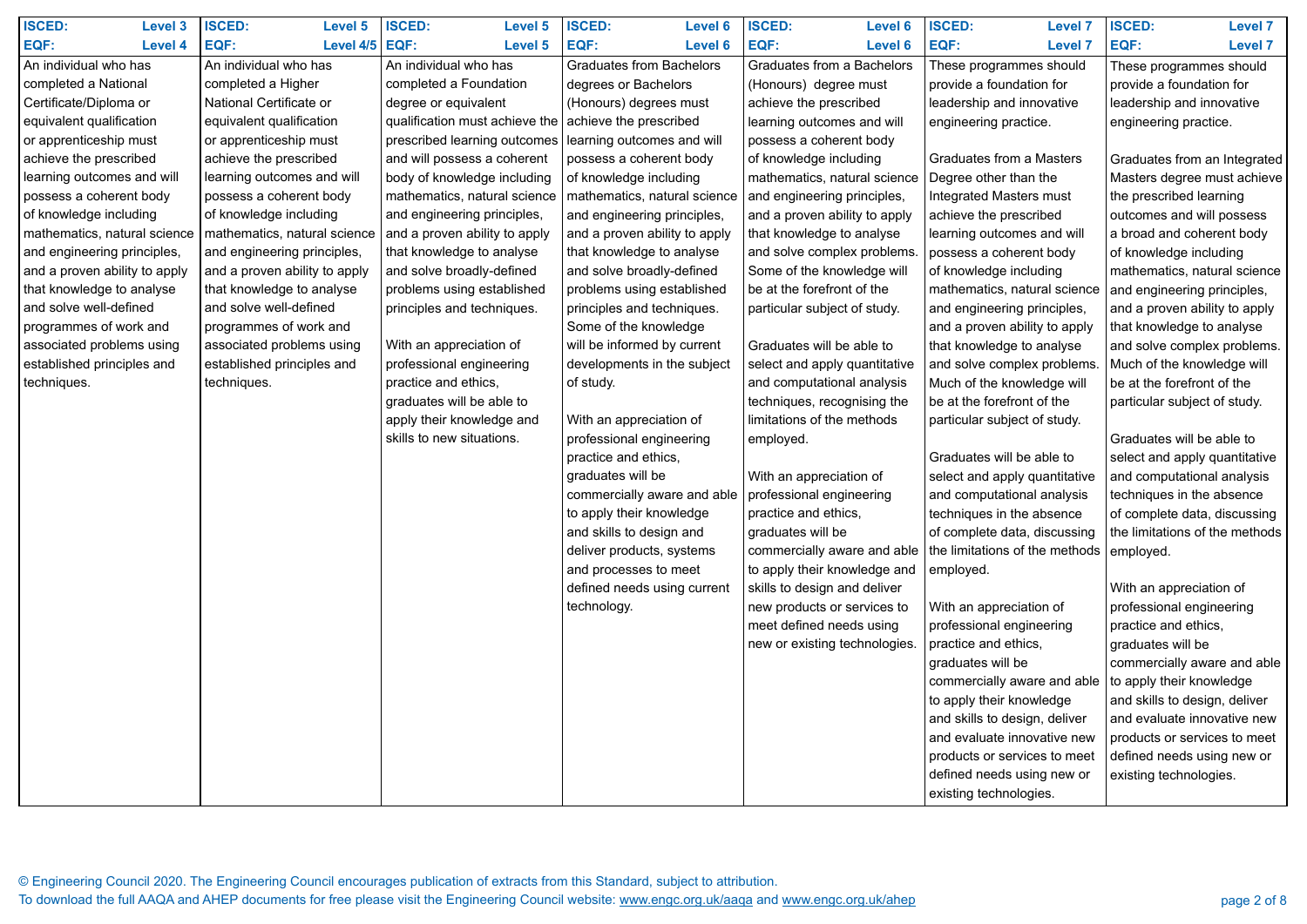| ISCED: Level 3<br>EQF: Level 4 | ISCED: Level 5<br>EQF: Level 4/5 | ISCED: Level 5<br>EQF: Level 5 | ISCED: Level 6<br>EQF: Level 6 | ISCED: Level 6<br>EQF: Level 6 | ISCED: Level 7<br>EQF: Level 7 | ISCED: Level 7<br>EQF: Level 7 |
|---|---|---|---|---|---|---|
| An individual who has completed a National Certificate/Diploma or equivalent qualification or apprenticeship must achieve the prescribed learning outcomes and will possess a coherent body of knowledge including mathematics, natural science and engineering principles, and a proven ability to apply that knowledge to analyse and solve well-defined programmes of work and associated problems using established principles and techniques. | An individual who has completed a Higher National Certificate or equivalent qualification or apprenticeship must achieve the prescribed learning outcomes and will possess a coherent body of knowledge including mathematics, natural science and engineering principles, and a proven ability to apply that knowledge to analyse and solve well-defined programmes of work and associated problems using established principles and techniques. | An individual who has completed a Foundation degree or equivalent qualification must achieve the prescribed learning outcomes and will possess a coherent body of knowledge including mathematics, natural science and engineering principles, and a proven ability to apply that knowledge to analyse and solve broadly-defined problems using established principles and techniques.<br><br>With an appreciation of professional engineering practice and ethics, graduates will be able to apply their knowledge and skills to new situations. | Graduates from Bachelors degrees or Bachelors (Honours) degrees must achieve the prescribed learning outcomes and will possess a coherent body of knowledge including mathematics, natural science and engineering principles, and a proven ability to apply that knowledge to analyse and solve broadly-defined problems using established principles and techniques. Some of the knowledge will be informed by current developments in the subject of study.<br><br>With an appreciation of professional engineering practice and ethics, graduates will be commercially aware and able to apply their knowledge and skills to design and deliver products, systems and processes to meet defined needs using current technology. | Graduates from a Bachelors (Honours) degree must achieve the prescribed learning outcomes and will possess a coherent body of knowledge including mathematics, natural science and engineering principles, and a proven ability to apply that knowledge to analyse and solve complex problems. Some of the knowledge will be at the forefront of the particular subject of study.<br><br>Graduates will be able to select and apply quantitative and computational analysis techniques, recognising the limitations of the methods employed.<br><br>With an appreciation of professional engineering practice and ethics, graduates will be commercially aware and able to apply their knowledge and skills to design and deliver new products or services to meet defined needs using new or existing technologies. | These programmes should provide a foundation for leadership and innovative engineering practice.<br><br>Graduates from a Masters Degree other than the Integrated Masters must achieve the prescribed learning outcomes and will possess a coherent body of knowledge including mathematics, natural science and engineering principles, and a proven ability to apply that knowledge to analyse and solve complex problems. Much of the knowledge will be at the forefront of the particular subject of study.<br><br>Graduates will be able to select and apply quantitative and computational analysis techniques in the absence of complete data, discussing the limitations of the methods employed.<br><br>With an appreciation of professional engineering practice and ethics, graduates will be commercially aware and able to apply their knowledge and skills to design, deliver and evaluate innovative new products or services to meet defined needs using new or existing technologies. | These programmes should provide a foundation for leadership and innovative engineering practice.<br><br>Graduates from an Integrated Masters degree must achieve the prescribed learning outcomes and will possess a broad and coherent body of knowledge including mathematics, natural science and engineering principles, and a proven ability to apply that knowledge to analyse and solve complex problems. Much of the knowledge will be at the forefront of the particular subject of study.<br><br>Graduates will be able to select and apply quantitative and computational analysis techniques in the absence of complete data, discussing the limitations of the methods employed.<br><br>With an appreciation of professional engineering practice and ethics, graduates will be commercially aware and able to apply their knowledge and skills to design, deliver and evaluate innovative new products or services to meet defined needs using new or existing technologies. |

© Engineering Council 2020. The Engineering Council encourages publication of extracts from this Standard, subject to attribution.
To download the full AAQA and AHEP documents for free please visit the Engineering Council website: www.engc.org.uk/aaqa and www.engc.org.uk/ahep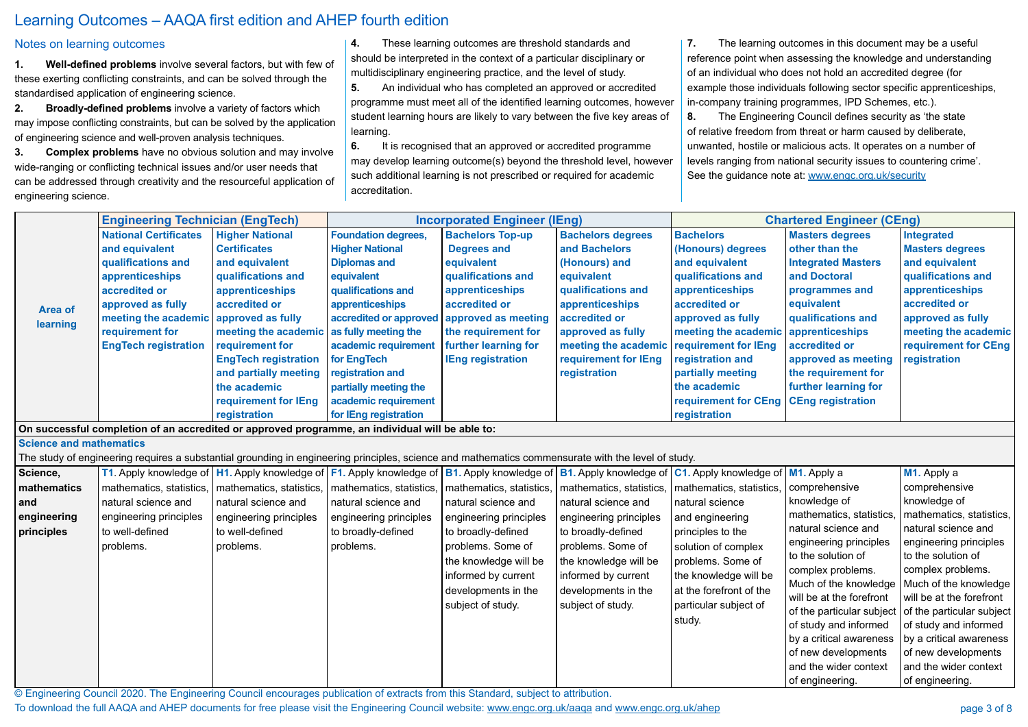# Learning Outcomes – AAQA first edition and AHEP fourth edition

## Notes on learning outcomes

1. **Well-defined problems** involve several factors, but with few of these exerting conflicting constraints, and can be solved through the standardised application of engineering science.
2. **Broadly-defined problems** involve a variety of factors which may impose conflicting constraints, but can be solved by the application of engineering science and well-proven analysis techniques.
3. **Complex problems** have no obvious solution and may involve wide-ranging or conflicting technical issues and/or user needs that can be addressed through creativity and the resourceful application of engineering science.
4. These learning outcomes are threshold standards and should be interpreted in the context of a particular disciplinary or multidisciplinary engineering practice, and the level of study.
5. An individual who has completed an approved or accredited programme must meet all of the identified learning outcomes, however student learning hours are likely to vary between the five key areas of learning.
6. It is recognised that an approved or accredited programme may develop learning outcome(s) beyond the threshold level, however such additional learning is not prescribed or required for academic accreditation.
7. The learning outcomes in this document may be a useful reference point when assessing the knowledge and understanding of an individual who does not hold an accredited degree (for example those individuals following sector specific apprenticeships, in-company training programmes, IPD Schemes, etc.).
8. The Engineering Council defines security as 'the state of relative freedom from threat or harm caused by deliberate, unwanted, hostile or malicious acts. It operates on a number of levels ranging from national security issues to countering crime'. See the guidance note at: www.engc.org.uk/security

| Area of learning | Engineering Technician (EngTech) | | Incorporated Engineer (IEng) | | | Chartered Engineer (CEng) | | |
|---|---|---|---|---|---|---|---|---|
| | **National Certificates and equivalent qualifications and apprenticeships accredited or approved as fully meeting the academic requirement for EngTech registration** | **Higher National Certificates and equivalent qualifications and apprenticeships accredited or approved as fully meeting the academic requirement for EngTech registration and partially meeting the academic requirement for IEng registration** | **Foundation degrees, Higher National Diplomas and equivalent qualifications and apprenticeships accredited or approved as fully meeting the academic requirement for EngTech registration and partially meeting the academic requirement for IEng registration** | **Bachelors Top-up Degrees and equivalent qualifications and apprenticeships accredited or approved as meeting the requirement for further learning for IEng registration** | **Bachelors degrees and Bachelors (Honours) and equivalent qualifications and apprenticeships accredited or approved as fully meeting the academic requirement for IEng registration** | **Bachelors (Honours) degrees and equivalent qualifications and apprenticeships accredited or approved as fully meeting the academic requirement for IEng registration and partially meeting the academic requirement for CEng registration** | **Masters degrees other than the Integrated Masters and Doctoral programmes and equivalent qualifications and apprenticeships accredited or approved as meeting the requirement for further learning for CEng registration** | **Integrated Masters degrees and equivalent qualifications and apprenticeships accredited or approved as fully meeting the academic requirement for CEng registration** |
| **On successful completion of an accredited or approved programme, an individual will be able to:** | | | | | | | | |
| **Science and mathematics** The study of engineering requires a substantial grounding in engineering principles, science and mathematics commensurate with the level of study. | | | | | | | | |
| **Science, mathematics and engineering principles** | **T1.** Apply knowledge of mathematics, statistics, natural science and engineering principles to well-defined problems. | **H1.** Apply knowledge of mathematics, statistics, natural science and engineering principles to well-defined problems. | **F1.** Apply knowledge of mathematics, statistics, natural science and engineering principles to broadly-defined problems. | **B1.** Apply knowledge of mathematics, statistics, natural science and engineering principles to broadly-defined problems. Some of the knowledge will be informed by current developments in the subject of study. | **B1.** Apply knowledge of mathematics, statistics, natural science and engineering principles to broadly-defined problems. Some of the knowledge will be informed by current developments in the subject of study. | **C1.** Apply knowledge of mathematics, statistics, natural science and engineering principles to the solution of complex problems. Some of the knowledge will be at the forefront of the particular subject of study. | **M1.** Apply a comprehensive knowledge of mathematics, statistics, natural science and engineering principles to the solution of complex problems. Much of the knowledge will be at the forefront of the particular subject of study and informed by a critical awareness of new developments and the wider context of engineering. | **M1.** Apply a comprehensive knowledge of mathematics, statistics, natural science and engineering principles to the solution of complex problems. Much of the knowledge will be at the forefront of the particular subject of study and informed by a critical awareness of new developments and the wider context of engineering. |

© Engineering Council 2020. The Engineering Council encourages publication of extracts from this Standard, subject to attribution.
To download the full AAQA and AHEP documents for free please visit the Engineering Council website: www.engc.org.uk/aaqa and www.engc.org.uk/ahep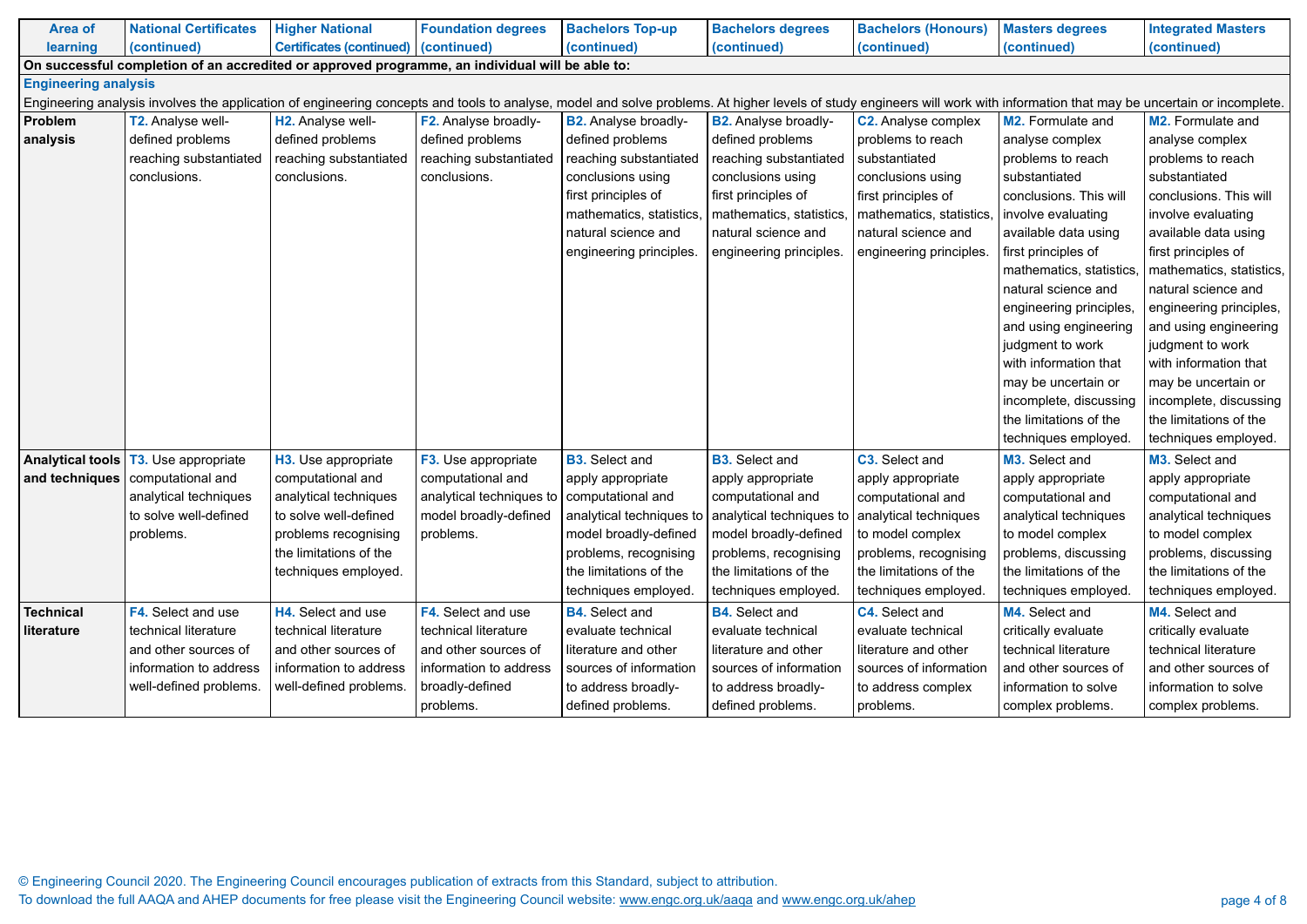| Area of learning | National Certificates (continued) | Higher National Certificates (continued) | Foundation degrees (continued) | Bachelors Top-up (continued) | Bachelors degrees (continued) | Bachelors (Honours) (continued) | Masters degrees (continued) | Integrated Masters (continued) |
|---|---|---|---|---|---|---|---|---|
| **On successful completion of an accredited or approved programme, an individual will be able to:** | | | | | | | | |
| **Engineering analysis** | | | | | | | | |
| Engineering analysis involves the application of engineering concepts and tools to analyse, model and solve problems. At higher levels of study engineers will work with information that may be uncertain or incomplete. | | | | | | | | |
| **Problem analysis** | **T2.** Analyse well-defined problems reaching substantiated conclusions. | **H2.** Analyse well-defined problems reaching substantiated conclusions. | **F2.** Analyse broadly-defined problems reaching substantiated conclusions. | **B2.** Analyse broadly-defined problems reaching substantiated conclusions using first principles of mathematics, statistics, natural science and engineering principles. | **B2.** Analyse broadly-defined problems reaching substantiated conclusions using first principles of mathematics, statistics, natural science and engineering principles. | **C2.** Analyse complex problems to reach substantiated conclusions using first principles of mathematics, statistics, natural science and engineering principles. | **M2.** Formulate and analyse complex problems to reach substantiated conclusions. This will involve evaluating available data using first principles of mathematics, statistics, natural science and engineering principles, and using engineering judgment to work with information that may be uncertain or incomplete, discussing the limitations of the techniques employed. | **M2.** Formulate and analyse complex problems to reach substantiated conclusions. This will involve evaluating available data using first principles of mathematics, statistics, natural science and engineering principles, and using engineering judgment to work with information that may be uncertain or incomplete, discussing the limitations of the techniques employed. |
| **Analytical tools and techniques** | **T3.** Use appropriate computational and analytical techniques to solve well-defined problems. | **H3.** Use appropriate computational and analytical techniques to solve well-defined problems recognising the limitations of the techniques employed. | **F3.** Use appropriate computational and analytical techniques to model broadly-defined problems. | **B3.** Select and apply appropriate computational and analytical techniques to model broadly-defined problems, recognising the limitations of the techniques employed. | **B3.** Select and apply appropriate computational and analytical techniques to model broadly-defined problems, recognising the limitations of the techniques employed. | **C3.** Select and apply appropriate computational and analytical techniques to model complex problems, recognising the limitations of the techniques employed. | **M3.** Select and apply appropriate computational and analytical techniques to model complex problems, discussing the limitations of the techniques employed. | **M3.** Select and apply appropriate computational and analytical techniques to model complex problems, discussing the limitations of the techniques employed. |
| **Technical literature** | **F4.** Select and use technical literature and other sources of information to address well-defined problems. | **H4.** Select and use technical literature and other sources of information to address well-defined problems. | **F4.** Select and use technical literature and other sources of information to address broadly-defined problems. | **B4.** Select and evaluate technical literature and other sources of information to address broadly-defined problems. | **B4.** Select and evaluate technical literature and other sources of information to address broadly-defined problems. | **C4.** Select and evaluate technical literature and other sources of information to address complex problems. | **M4.** Select and critically evaluate technical literature and other sources of information to solve complex problems. | **M4.** Select and critically evaluate technical literature and other sources of information to solve complex problems. |

© Engineering Council 2020. The Engineering Council encourages publication of extracts from this Standard, subject to attribution.
To download the full AAQA and AHEP documents for free please visit the Engineering Council website: www.engc.org.uk/aaqa and www.engc.org.uk/ahep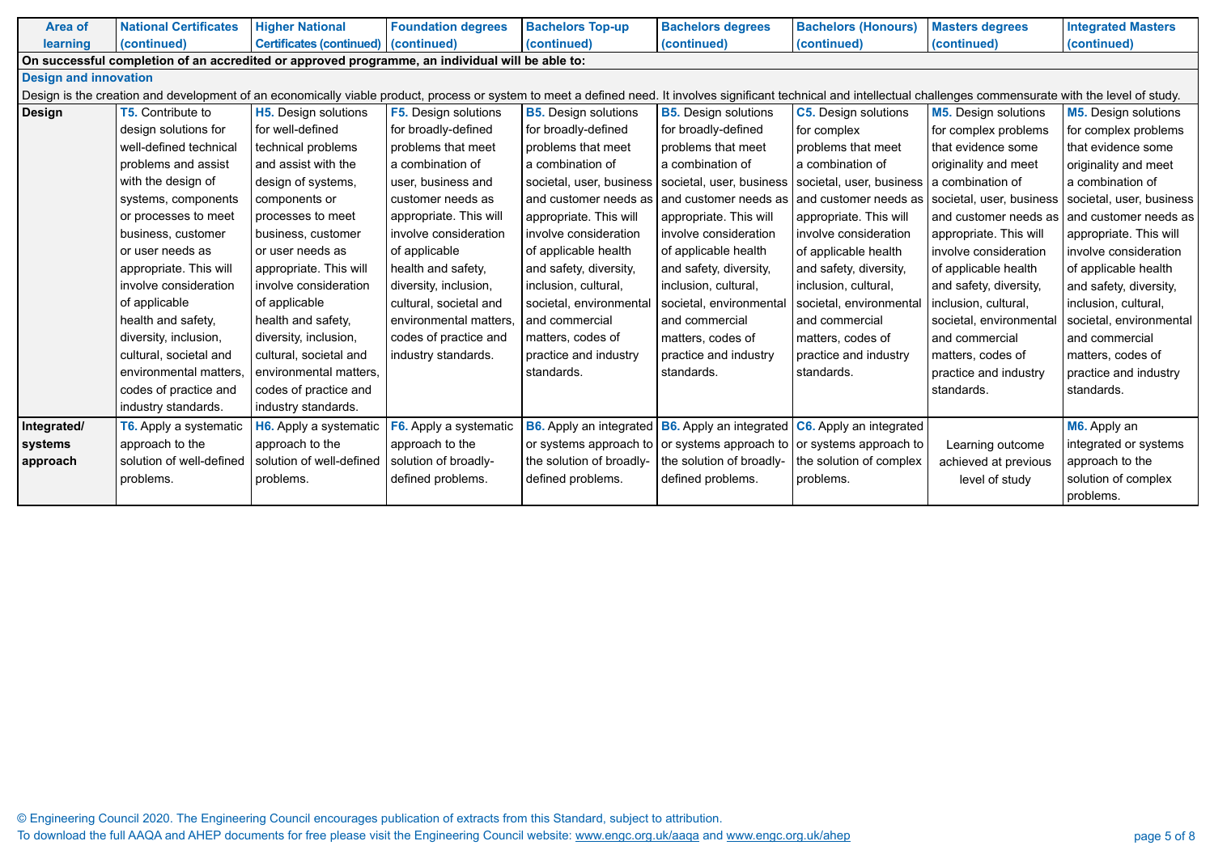| Area of learning | National Certificates (continued) | Higher National Certificates (continued) | Foundation degrees (continued) | Bachelors Top-up (continued) | Bachelors degrees (continued) | Bachelors (Honours) (continued) | Masters degrees (continued) | Integrated Masters (continued) |
|---|---|---|---|---|---|---|---|---|
| **On successful completion of an accredited or approved programme, an individual will be able to:** | | | | | | | | |
| **Design and innovation** | | | | | | | | |
| Design is the creation and development of an economically viable product, process or system to meet a defined need. It involves significant technical and intellectual challenges commensurate with the level of study. | | | | | | | | |
| **Design** | **T5.** Contribute to design solutions for well-defined technical problems and assist with the design of systems, components or processes to meet business, customer or user needs as appropriate. This will involve consideration of applicable health and safety, diversity, inclusion, cultural, societal and environmental matters, codes of practice and industry standards. | **H5.** Design solutions for well-defined technical problems and assist with the design of systems, components or processes to meet business, customer or user needs as appropriate. This will involve consideration of applicable health and safety, diversity, inclusion, cultural, societal and environmental matters, codes of practice and industry standards. | **F5.** Design solutions for broadly-defined problems that meet a combination of user, business and customer needs as appropriate. This will involve consideration of applicable health and safety, diversity, inclusion, cultural, societal and environmental matters, codes of practice and industry standards. | **B5.** Design solutions for broadly-defined problems that meet a combination of societal, user, business and customer needs as appropriate. This will involve consideration of applicable health and safety, diversity, inclusion, cultural, societal, environmental and commercial matters, codes of practice and industry standards. | **B5.** Design solutions for broadly-defined problems that meet a combination of societal, user, business and customer needs as appropriate. This will involve consideration of applicable health and safety, diversity, inclusion, cultural, societal, environmental and commercial matters, codes of practice and industry standards. | **C5.** Design solutions for complex problems that meet a combination of societal, user, business and customer needs as appropriate. This will involve consideration of applicable health and safety, diversity, inclusion, cultural, societal, environmental and commercial matters, codes of practice and industry standards. | **M5.** Design solutions for complex problems that evidence some originality and meet a combination of societal, user, business and customer needs as appropriate. This will involve consideration of applicable health and safety, diversity, inclusion, cultural, societal, environmental and commercial matters, codes of practice and industry standards. | **M5.** Design solutions for complex problems that evidence some originality and meet a combination of societal, user, business and customer needs as appropriate. This will involve consideration of applicable health and safety, diversity, inclusion, cultural, societal, environmental and commercial matters, codes of practice and industry standards. |
| **Integrated/ systems approach** | **T6.** Apply a systematic approach to the solution of well-defined problems. | **H6.** Apply a systematic approach to the solution of well-defined problems. | **F6.** Apply a systematic approach to the solution of broadly-defined problems. | **B6.** Apply an integrated or systems approach to the solution of broadly-defined problems. | **B6.** Apply an integrated or systems approach to the solution of broadly-defined problems. | **C6.** Apply an integrated or systems approach to the solution of complex problems. | Learning outcome achieved at previous level of study | **M6.** Apply an integrated or systems approach to the solution of complex problems. |

© Engineering Council 2020. The Engineering Council encourages publication of extracts from this Standard, subject to attribution.
To download the full AAQA and AHEP documents for free please visit the Engineering Council website: www.engc.org.uk/aaqa and www.engc.org.uk/ahep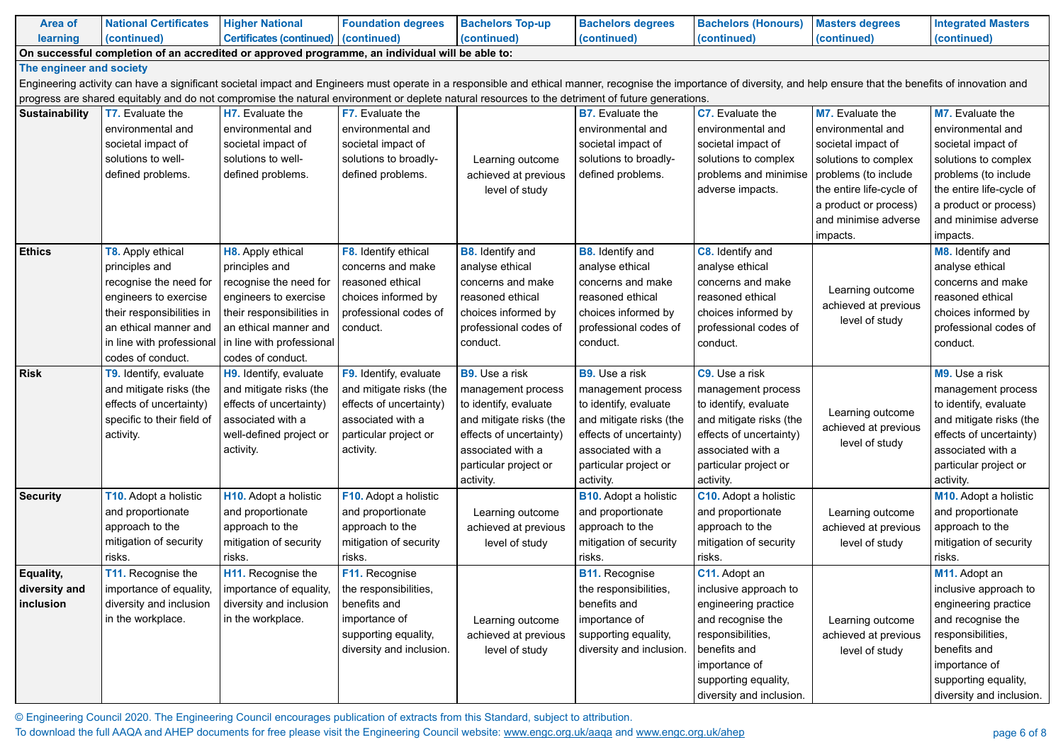| Area of learning | National Certificates (continued) | Higher National Certificates (continued) | Foundation degrees (continued) | Bachelors Top-up (continued) | Bachelors degrees (continued) | Bachelors (Honours) (continued) | Masters degrees (continued) | Integrated Masters (continued) |
|---|---|---|---|---|---|---|---|---|
| **On successful completion of an accredited or approved programme, an individual will be able to:** | | | | | | | | |
| **The engineer and society** Engineering activity can have a significant societal impact and Engineers must operate in a responsible and ethical manner, recognise the importance of diversity, and help ensure that the benefits of innovation and progress are shared equitably and do not compromise the natural environment or deplete natural resources to the detriment of future generations. | | | | | | | | |
| **Sustainability** | **T7.** Evaluate the environmental and societal impact of solutions to well-defined problems. | **H7.** Evaluate the environmental and societal impact of solutions to well-defined problems. | **F7.** Evaluate the environmental and societal impact of solutions to broadly-defined problems. | Learning outcome achieved at previous level of study | **B7.** Evaluate the environmental and societal impact of solutions to broadly-defined problems. | **C7.** Evaluate the environmental and societal impact of solutions to complex problems and minimise adverse impacts. | **M7.** Evaluate the environmental and societal impact of solutions to complex problems (to include the entire life-cycle of a product or process) and minimise adverse impacts. | **M7.** Evaluate the environmental and societal impact of solutions to complex problems (to include the entire life-cycle of a product or process) and minimise adverse impacts. |
| **Ethics** | **T8.** Apply ethical principles and recognise the need for engineers to exercise their responsibilities in an ethical manner and in line with professional codes of conduct. | **H8.** Apply ethical principles and recognise the need for engineers to exercise their responsibilities in an ethical manner and in line with professional codes of conduct. | **F8.** Identify ethical concerns and make reasoned ethical choices informed by professional codes of conduct. | **B8.** Identify and analyse ethical concerns and make reasoned ethical choices informed by professional codes of conduct. | **B8.** Identify and analyse ethical concerns and make reasoned ethical choices informed by professional codes of conduct. | **C8.** Identify and analyse ethical concerns and make reasoned ethical choices informed by professional codes of conduct. | Learning outcome achieved at previous level of study | **M8.** Identify and analyse ethical concerns and make reasoned ethical choices informed by professional codes of conduct. |
| **Risk** | **T9.** Identify, evaluate and mitigate risks (the effects of uncertainty) specific to their field of activity. | **H9.** Identify, evaluate and mitigate risks (the effects of uncertainty) associated with a well-defined project or activity. | **F9.** Identify, evaluate and mitigate risks (the effects of uncertainty) associated with a particular project or activity. | **B9.** Use a risk management process to identify, evaluate and mitigate risks (the effects of uncertainty) associated with a particular project or activity. | **B9.** Use a risk management process to identify, evaluate and mitigate risks (the effects of uncertainty) associated with a particular project or activity. | **C9.** Use a risk management process to identify, evaluate and mitigate risks (the effects of uncertainty) associated with a particular project or activity. | Learning outcome achieved at previous level of study | **M9.** Use a risk management process to identify, evaluate and mitigate risks (the effects of uncertainty) associated with a particular project or activity. |
| **Security** | **T10.** Adopt a holistic and proportionate approach to the mitigation of security risks. | **H10.** Adopt a holistic and proportionate approach to the mitigation of security risks. | **F10.** Adopt a holistic and proportionate approach to the mitigation of security risks. | Learning outcome achieved at previous level of study | **B10.** Adopt a holistic and proportionate approach to the mitigation of security risks. | **C10.** Adopt a holistic and proportionate approach to the mitigation of security risks. | Learning outcome achieved at previous level of study | **M10.** Adopt a holistic and proportionate approach to the mitigation of security risks. |
| **Equality, diversity and inclusion** | **T11.** Recognise the importance of equality, diversity and inclusion in the workplace. | **H11.** Recognise the importance of equality, diversity and inclusion in the workplace. | **F11.** Recognise the responsibilities, benefits and importance of supporting equality, diversity and inclusion. | Learning outcome achieved at previous level of study | **B11.** Recognise the responsibilities, benefits and importance of supporting equality, diversity and inclusion. | **C11.** Adopt an inclusive approach to engineering practice and recognise the responsibilities, benefits and importance of supporting equality, diversity and inclusion. | Learning outcome achieved at previous level of study | **M11.** Adopt an inclusive approach to engineering practice and recognise the responsibilities, benefits and importance of supporting equality, diversity and inclusion. |

© Engineering Council 2020. The Engineering Council encourages publication of extracts from this Standard, subject to attribution.
To download the full AAQA and AHEP documents for free please visit the Engineering Council website: www.engc.org.uk/aaqa and www.engc.org.uk/ahep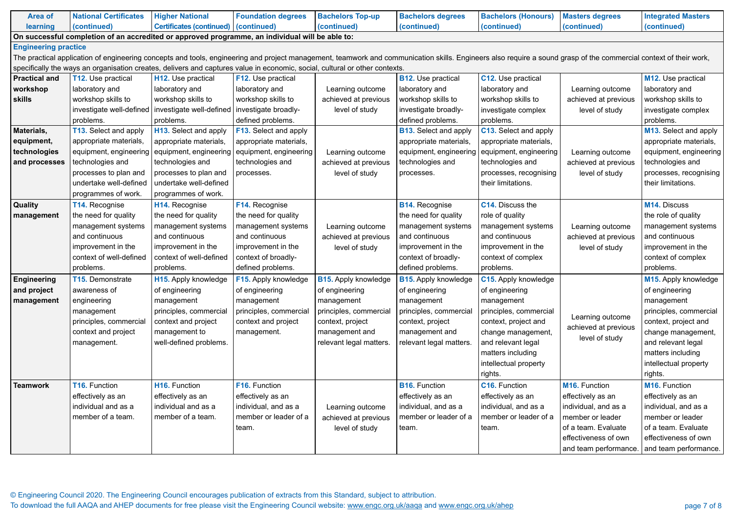| Area of learning | National Certificates (continued) | Higher National Certificates (continued) | Foundation degrees (continued) | Bachelors Top-up (continued) | Bachelors degrees (continued) | Bachelors (Honours) (continued) | Masters degrees (continued) | Integrated Masters (continued) |
|---|---|---|---|---|---|---|---|---|
| **On successful completion of an accredited or approved programme, an individual will be able to:** | | | | | | | | |
| **Engineering practice** The practical application of engineering concepts and tools, engineering and project management, teamwork and communication skills. Engineers also require a sound grasp of the commercial context of their work, specifically the ways an organisation creates, delivers and captures value in economic, social, cultural or other contexts. | | | | | | | | |
| **Practical and workshop skills** | **T12.** Use practical laboratory and workshop skills to investigate well-defined problems. | **H12.** Use practical laboratory and workshop skills to investigate well-defined problems. | **F12.** Use practical laboratory and workshop skills to investigate broadly-defined problems. | Learning outcome achieved at previous level of study | **B12.** Use practical laboratory and workshop skills to investigate broadly-defined problems. | **C12.** Use practical laboratory and workshop skills to investigate complex problems. | Learning outcome achieved at previous level of study | **M12.** Use practical laboratory and workshop skills to investigate complex problems. |
| **Materials, equipment, technologies and processes** | **T13.** Select and apply appropriate materials, equipment, engineering technologies and processes to plan and undertake well-defined programmes of work. | **H13.** Select and apply appropriate materials, equipment, engineering technologies and processes to plan and undertake well-defined programmes of work. | **F13.** Select and apply appropriate materials, equipment, engineering technologies and processes. | Learning outcome achieved at previous level of study | **B13.** Select and apply appropriate materials, equipment, engineering technologies and processes. | **C13.** Select and apply appropriate materials, equipment, engineering technologies and processes, recognising their limitations. | Learning outcome achieved at previous level of study | **M13.** Select and apply appropriate materials, equipment, engineering technologies and processes, recognising their limitations. |
| **Quality management** | **T14.** Recognise the need for quality management systems and continuous improvement in the context of well-defined problems. | **H14.** Recognise the need for quality management systems and continuous improvement in the context of well-defined problems. | **F14.** Recognise the need for quality management systems and continuous improvement in the context of broadly-defined problems. | Learning outcome achieved at previous level of study | **B14.** Recognise the need for quality management systems and continuous improvement in the context of broadly-defined problems. | **C14.** Discuss the role of quality management systems and continuous improvement in the context of complex problems. | Learning outcome achieved at previous level of study | **M14.** Discuss the role of quality management systems and continuous improvement in the context of complex problems. |
| **Engineering and project management** | **T15.** Demonstrate awareness of engineering management principles, commercial context and project management. | **H15.** Apply knowledge of engineering management principles, commercial context and project management to well-defined problems. | **F15.** Apply knowledge of engineering management principles, commercial context and project management. | **B15.** Apply knowledge of engineering management principles, commercial context, project management and relevant legal matters. | **B15.** Apply knowledge of engineering management principles, commercial context, project management and relevant legal matters. | **C15.** Apply knowledge of engineering management principles, commercial context, project and change management, and relevant legal matters including intellectual property rights. | Learning outcome achieved at previous level of study | **M15.** Apply knowledge of engineering management principles, commercial context, project and change management, and relevant legal matters including intellectual property rights. |
| **Teamwork** | **T16.** Function effectively as an individual and as a member of a team. | **H16.** Function effectively as an individual and as a member of a team. | **F16.** Function effectively as an individual, and as a member or leader of a team. | Learning outcome achieved at previous level of study | **B16.** Function effectively as an individual, and as a member or leader of a team. | **C16.** Function effectively as an individual, and as a member or leader of a team. | **M16.** Function effectively as an individual, and as a member or leader of a team. Evaluate effectiveness of own and team performance. | **M16.** Function effectively as an individual, and as a member or leader of a team. Evaluate effectiveness of own and team performance. |

© Engineering Council 2020. The Engineering Council encourages publication of extracts from this Standard, subject to attribution.
To download the full AAQA and AHEP documents for free please visit the Engineering Council website: www.engc.org.uk/aaqa and www.engc.org.uk/ahep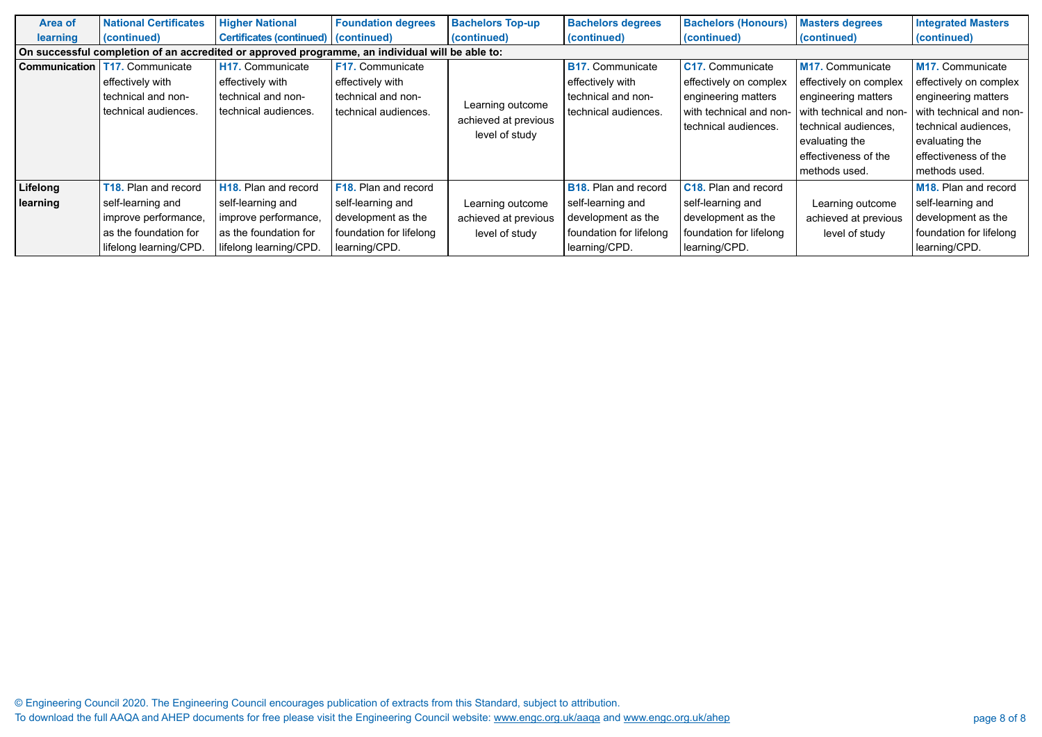| Area of learning | National Certificates (continued) | Higher National Certificates (continued) | Foundation degrees (continued) | Bachelors Top-up (continued) | Bachelors degrees (continued) | Bachelors (Honours) (continued) | Masters degrees (continued) | Integrated Masters (continued) |
|---|---|---|---|---|---|---|---|---|
| **On successful completion of an accredited or approved programme, an individual will be able to:** | | | | | | | | |
| **Communication** | **T17.** Communicate effectively with technical and non-technical audiences. | **H17.** Communicate effectively with technical and non-technical audiences. | **F17.** Communicate effectively with technical and non-technical audiences. | Learning outcome achieved at previous level of study | **B17.** Communicate effectively with technical and non-technical audiences. | **C17.** Communicate effectively on complex engineering matters with technical and non-technical audiences. | **M17.** Communicate effectively on complex engineering matters with technical and non-technical audiences, evaluating the effectiveness of the methods used. | **M17.** Communicate effectively on complex engineering matters with technical and non-technical audiences, evaluating the effectiveness of the methods used. |
| **Lifelong learning** | **T18.** Plan and record self-learning and improve performance, as the foundation for lifelong learning/CPD. | **H18.** Plan and record self-learning and improve performance, as the foundation for lifelong learning/CPD. | **F18.** Plan and record self-learning and development as the foundation for lifelong learning/CPD. | Learning outcome achieved at previous level of study | **B18.** Plan and record self-learning and development as the foundation for lifelong learning/CPD. | **C18.** Plan and record self-learning and development as the foundation for lifelong learning/CPD. | Learning outcome achieved at previous level of study | **M18.** Plan and record self-learning and development as the foundation for lifelong learning/CPD. |

© Engineering Council 2020. The Engineering Council encourages publication of extracts from this Standard, subject to attribution.
To download the full AAQA and AHEP documents for free please visit the Engineering Council website: www.engc.org.uk/aaqa and www.engc.org.uk/ahep